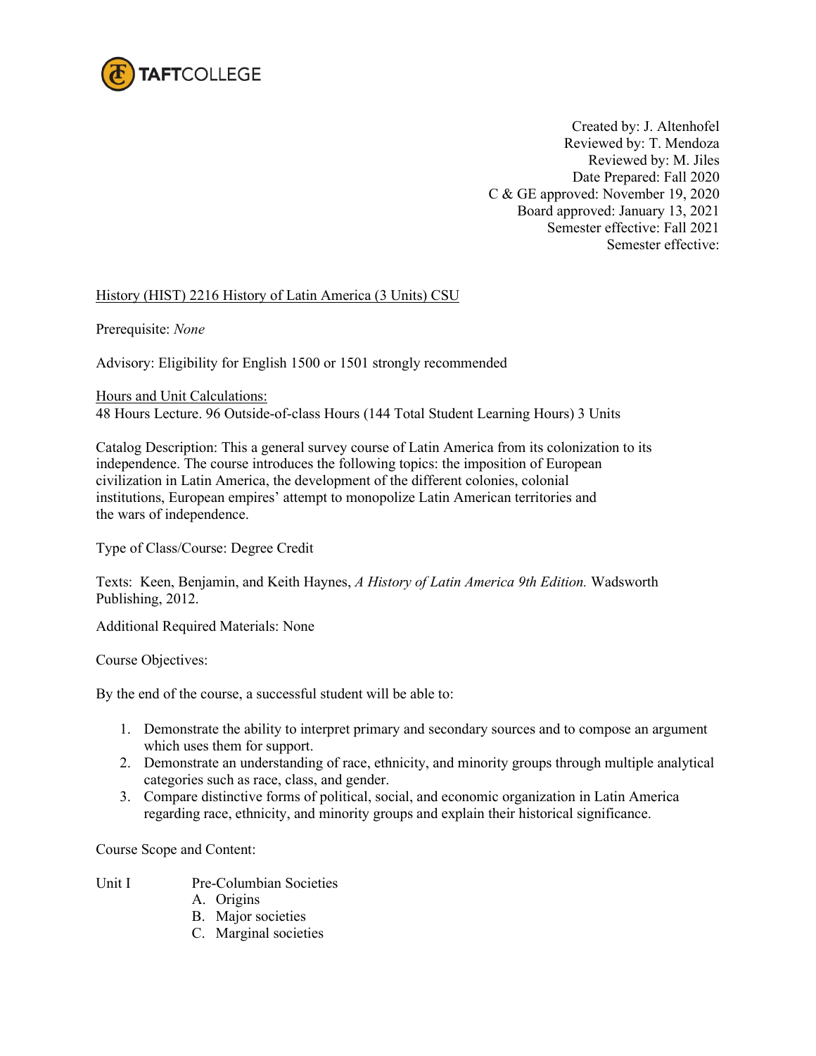TAFTCOLLEGE

Created by: J. Altenhofel
Reviewed by: T. Mendoza
Reviewed by: M. Jiles
Date Prepared: Fall 2020
C & GE approved: November 19, 2020
Board approved: January 13, 2021
Semester effective: Fall 2021
Semester effective:

History (HIST) 2216 History of Latin America (3 Units) CSU

Prerequisite: *None*

Advisory: Eligibility for English 1500 or 1501 strongly recommended

Hours and Unit Calculations:
48 Hours Lecture. 96 Outside-of-class Hours (144 Total Student Learning Hours) 3 Units

Catalog Description: This a general survey course of Latin America from its colonization to its independence. The course introduces the following topics: the imposition of European civilization in Latin America, the development of the different colonies, colonial institutions, European empires' attempt to monopolize Latin American territories and the wars of independence.

Type of Class/Course: Degree Credit

Texts: Keen, Benjamin, and Keith Haynes, *A History of Latin America 9th Edition.* Wadsworth Publishing, 2012.

Additional Required Materials: None

Course Objectives:

By the end of the course, a successful student will be able to:

1. Demonstrate the ability to interpret primary and secondary sources and to compose an argument which uses them for support.
2. Demonstrate an understanding of race, ethnicity, and minority groups through multiple analytical categories such as race, class, and gender.
3. Compare distinctive forms of political, social, and economic organization in Latin America regarding race, ethnicity, and minority groups and explain their historical significance.

Course Scope and Content:

Unit I Pre-Columbian Societies

A. Origins
B. Major societies
C. Marginal societies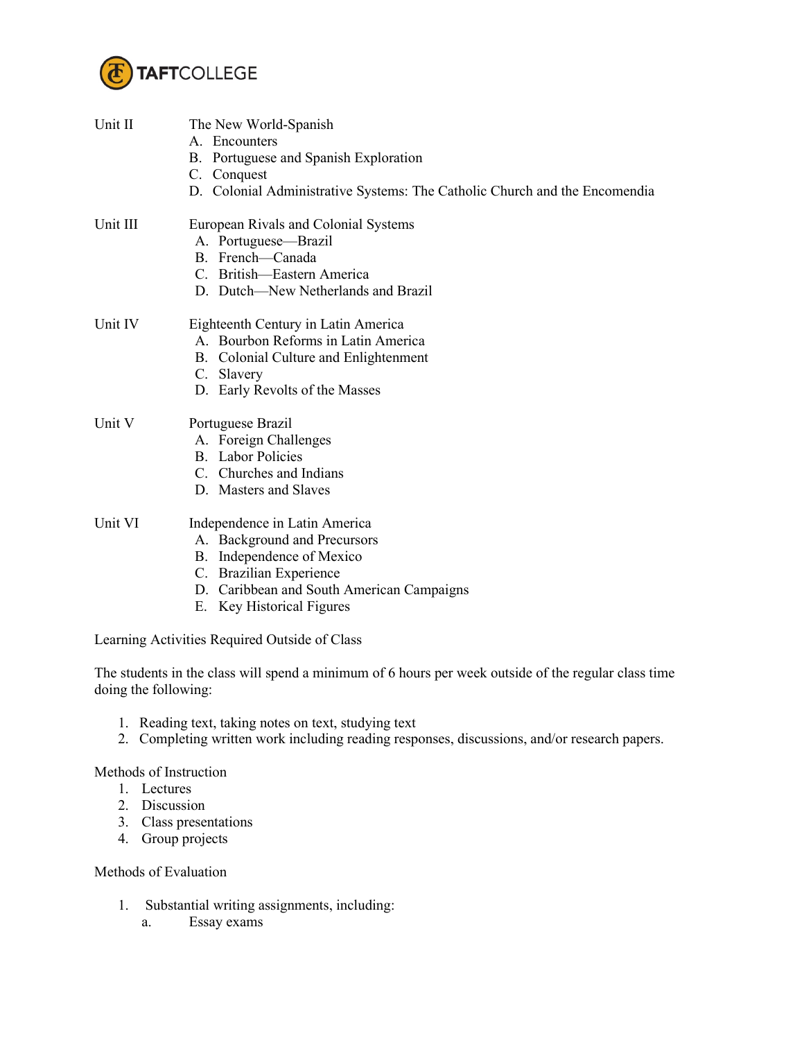Unit II The New World-Spanish

A. Encounters
B. Portuguese and Spanish Exploration
C. Conquest
D. Colonial Administrative Systems: The Catholic Church and the Encomendia

Unit III European Rivals and Colonial Systems

A. Portuguese—Brazil
B. French—Canada
C. British—Eastern America
D. Dutch—New Netherlands and Brazil

Unit IV Eighteenth Century in Latin America

A. Bourbon Reforms in Latin America
B. Colonial Culture and Enlightenment
C. Slavery
D. Early Revolts of the Masses

Unit V Portuguese Brazil

A. Foreign Challenges
B. Labor Policies
C. Churches and Indians
D. Masters and Slaves

Unit VI Independence in Latin America

A. Background and Precursors
B. Independence of Mexico
C. Brazilian Experience
D. Caribbean and South American Campaigns
E. Key Historical Figures

Learning Activities Required Outside of Class

The students in the class will spend a minimum of 6 hours per week outside of the regular class time doing the following:

1. Reading text, taking notes on text, studying text
2. Completing written work including reading responses, discussions, and/or research papers.

Methods of Instruction

1. Lectures
2. Discussion
3. Class presentations
4. Group projects

Methods of Evaluation

1. Substantial writing assignments, including:
   a. Essay exams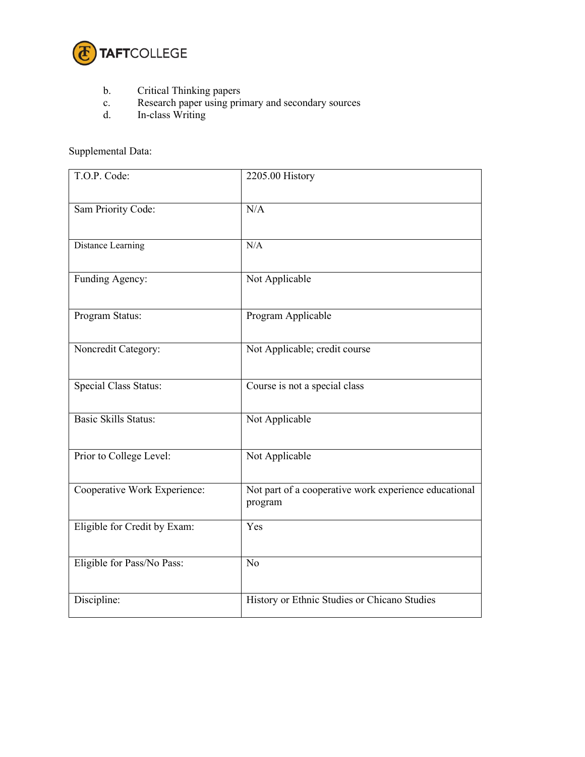b. Critical Thinking papers
c. Research paper using primary and secondary sources
d. In-class Writing

Supplemental Data:

| | |
|---|---|
| T.O.P. Code: | 2205.00 History |
| Sam Priority Code: | N/A |
| Distance Learning | N/A |
| Funding Agency: | Not Applicable |
| Program Status: | Program Applicable |
| Noncredit Category: | Not Applicable; credit course |
| Special Class Status: | Course is not a special class |
| Basic Skills Status: | Not Applicable |
| Prior to College Level: | Not Applicable |
| Cooperative Work Experience: | Not part of a cooperative work experience educational program |
| Eligible for Credit by Exam: | Yes |
| Eligible for Pass/No Pass: | No |
| Discipline: | History or Ethnic Studies or Chicano Studies |